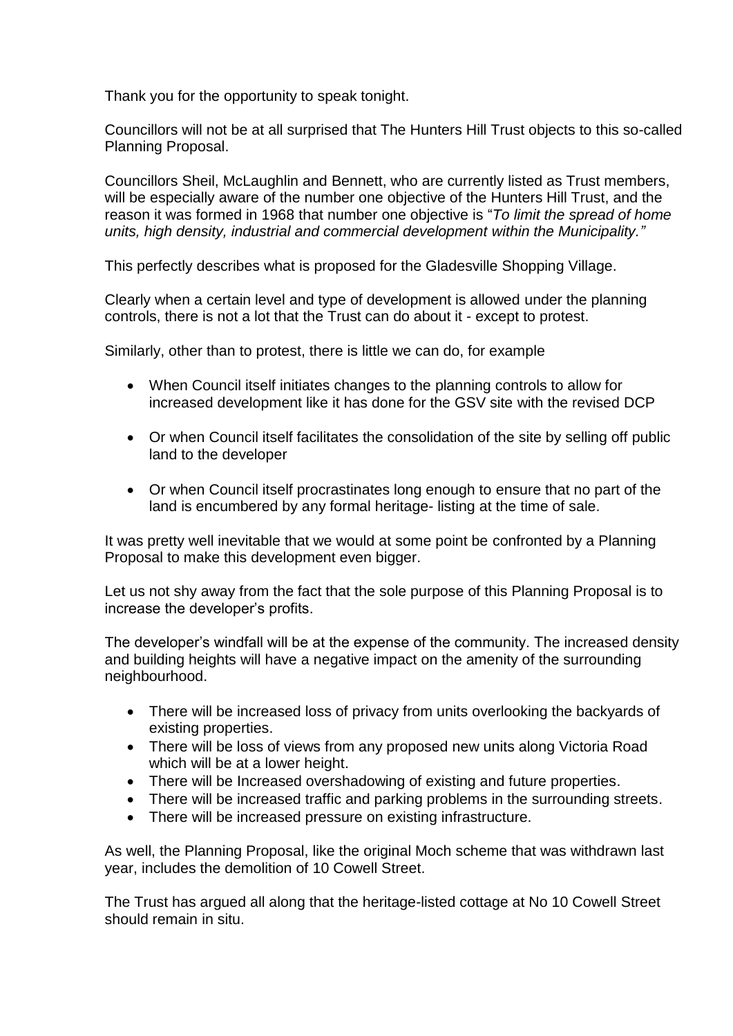Thank you for the opportunity to speak tonight.

Councillors will not be at all surprised that The Hunters Hill Trust objects to this so-called Planning Proposal.

Councillors Sheil, McLaughlin and Bennett, who are currently listed as Trust members, will be especially aware of the number one objective of the Hunters Hill Trust, and the reason it was formed in 1968 that number one objective is "*To limit the spread of home units, high density, industrial and commercial development within the Municipality."*

This perfectly describes what is proposed for the Gladesville Shopping Village.

Clearly when a certain level and type of development is allowed under the planning controls, there is not a lot that the Trust can do about it - except to protest.

Similarly, other than to protest, there is little we can do, for example

- When Council itself initiates changes to the planning controls to allow for increased development like it has done for the GSV site with the revised DCP

- Or when Council itself facilitates the consolidation of the site by selling off public land to the developer

- Or when Council itself procrastinates long enough to ensure that no part of the land is encumbered by any formal heritage- listing at the time of sale.

It was pretty well inevitable that we would at some point be confronted by a Planning Proposal to make this development even bigger.

Let us not shy away from the fact that the sole purpose of this Planning Proposal is to increase the developer's profits.

The developer's windfall will be at the expense of the community. The increased density and building heights will have a negative impact on the amenity of the surrounding neighbourhood.

- There will be increased loss of privacy from units overlooking the backyards of existing properties.
- There will be loss of views from any proposed new units along Victoria Road which will be at a lower height.
- There will be Increased overshadowing of existing and future properties.
- There will be increased traffic and parking problems in the surrounding streets.
- There will be increased pressure on existing infrastructure.

As well, the Planning Proposal, like the original Moch scheme that was withdrawn last year, includes the demolition of 10 Cowell Street.

The Trust has argued all along that the heritage-listed cottage at No 10 Cowell Street should remain in situ.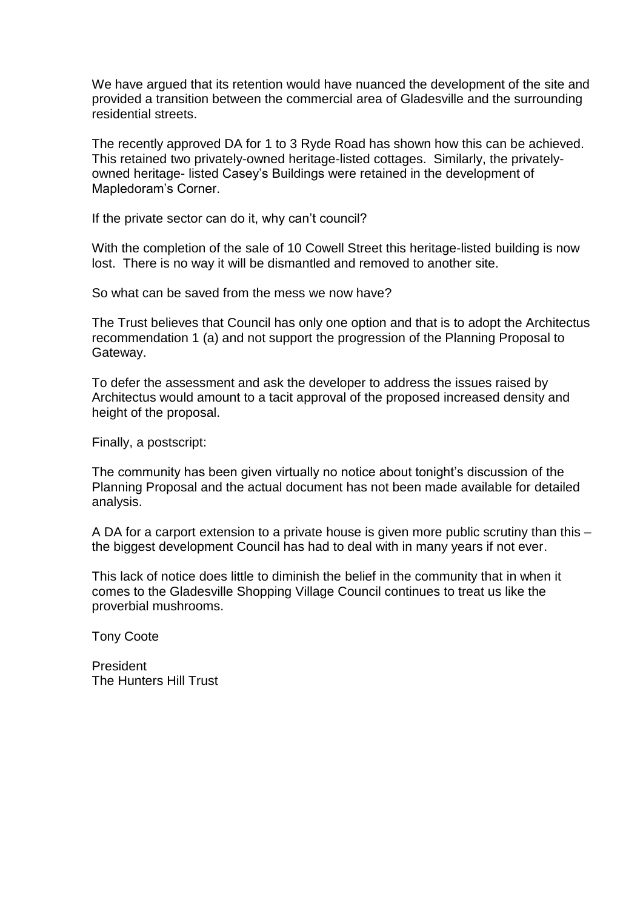We have argued that its retention would have nuanced the development of the site and provided a transition between the commercial area of Gladesville and the surrounding residential streets.

The recently approved DA for 1 to 3 Ryde Road has shown how this can be achieved. This retained two privately-owned heritage-listed cottages. Similarly, the privately-owned heritage- listed Casey's Buildings were retained in the development of Mapledoram's Corner.

If the private sector can do it, why can't council?

With the completion of the sale of 10 Cowell Street this heritage-listed building is now lost. There is no way it will be dismantled and removed to another site.

So what can be saved from the mess we now have?

The Trust believes that Council has only one option and that is to adopt the Architectus recommendation 1 (a) and not support the progression of the Planning Proposal to Gateway.

To defer the assessment and ask the developer to address the issues raised by Architectus would amount to a tacit approval of the proposed increased density and height of the proposal.

Finally, a postscript:

The community has been given virtually no notice about tonight's discussion of the Planning Proposal and the actual document has not been made available for detailed analysis.

A DA for a carport extension to a private house is given more public scrutiny than this – the biggest development Council has had to deal with in many years if not ever.

This lack of notice does little to diminish the belief in the community that in when it comes to the Gladesville Shopping Village Council continues to treat us like the proverbial mushrooms.

Tony Coote

President
The Hunters Hill Trust